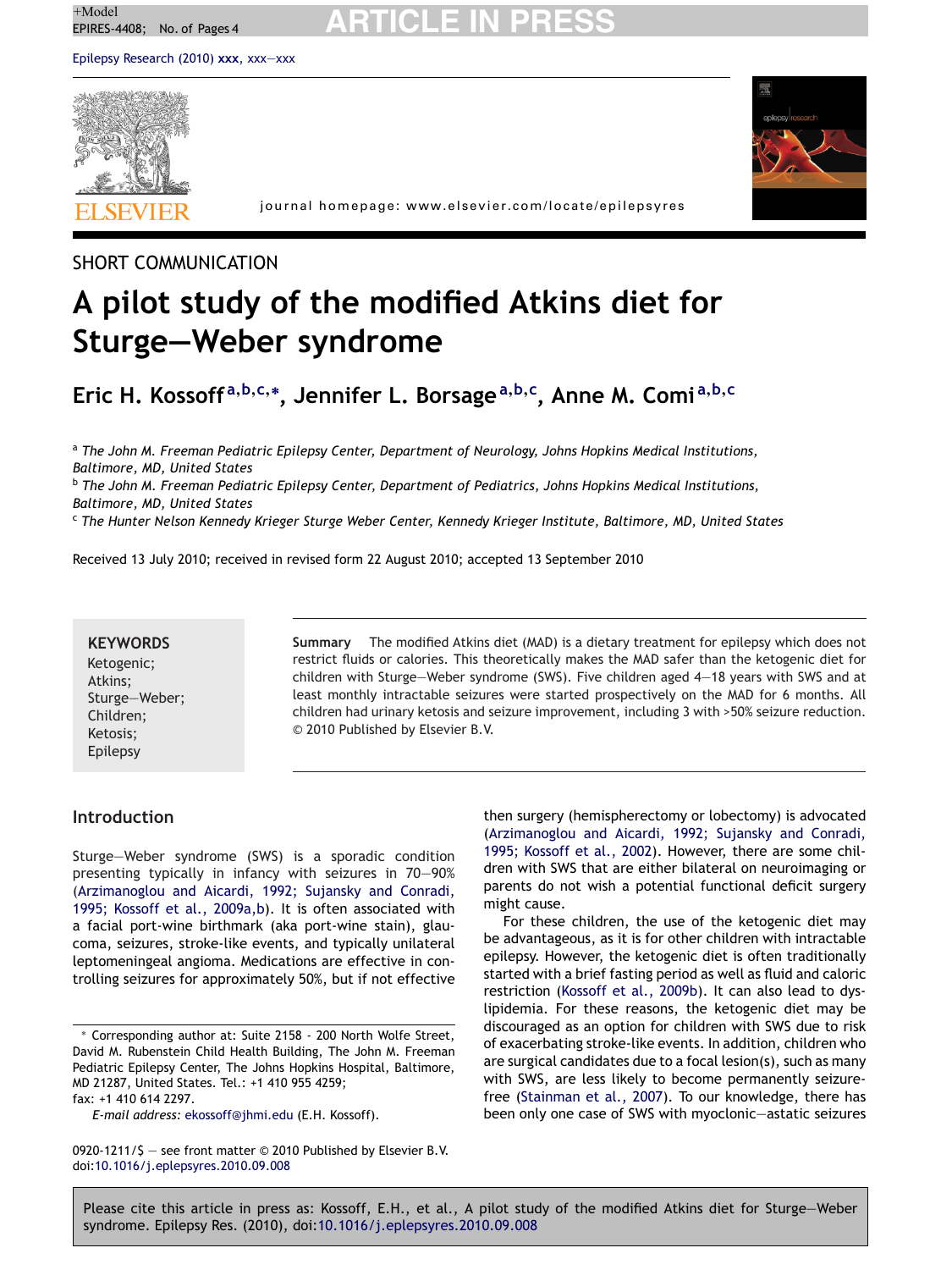SHORT COMMUNICATION

# A pilot study of the modified Atkins diet for Sturge—Weber syndrome

**Eric H. Kossoff**[a,b,c,*], **Jennifer L. Borsage**[a,b,c], **Anne M. Comi**[a,b,c]

[a] *The John M. Freeman Pediatric Epilepsy Center, Department of Neurology, Johns Hopkins Medical Institutions, Baltimore, MD, United States*
[b] *The John M. Freeman Pediatric Epilepsy Center, Department of Pediatrics, Johns Hopkins Medical Institutions, Baltimore, MD, United States*
[c] *The Hunter Nelson Kennedy Krieger Sturge Weber Center, Kennedy Krieger Institute, Baltimore, MD, United States*

Received 13 July 2010; received in revised form 22 August 2010; accepted 13 September 2010

**KEYWORDS**
Ketogenic;
Atkins;
Sturge—Weber;
Children;
Ketosis;
Epilepsy

**Summary** The modified Atkins diet (MAD) is a dietary treatment for epilepsy which does not restrict fluids or calories. This theoretically makes the MAD safer than the ketogenic diet for children with Sturge—Weber syndrome (SWS). Five children aged 4—18 years with SWS and at least monthly intractable seizures were started prospectively on the MAD for 6 months. All children had urinary ketosis and seizure improvement, including 3 with >50% seizure reduction.
© 2010 Published by Elsevier B.V.

## Introduction

Sturge—Weber syndrome (SWS) is a sporadic condition presenting typically in infancy with seizures in 70—90% (Arzimanoglou and Aicardi, 1992; Sujansky and Conradi, 1995; Kossoff et al., 2009a,b). It is often associated with a facial port-wine birthmark (aka port-wine stain), glaucoma, seizures, stroke-like events, and typically unilateral leptomeningeal angioma. Medications are effective in controlling seizures for approximately 50%, but if not effective then surgery (hemispherectomy or lobectomy) is advocated (Arzimanoglou and Aicardi, 1992; Sujansky and Conradi, 1995; Kossoff et al., 2002). However, there are some children with SWS that are either bilateral on neuroimaging or parents do not wish a potential functional deficit surgery might cause.

For these children, the use of the ketogenic diet may be advantageous, as it is for other children with intractable epilepsy. However, the ketogenic diet is often traditionally started with a brief fasting period as well as fluid and caloric restriction (Kossoff et al., 2009b). It can also lead to dyslipidemia. For these reasons, the ketogenic diet may be discouraged as an option for children with SWS due to risk of exacerbating stroke-like events. In addition, children who are surgical candidates due to a focal lesion(s), such as many with SWS, are less likely to become permanently seizure-free (Stainman et al., 2007). To our knowledge, there has been only one case of SWS with myoclonic—astatic seizures

\* Corresponding author at: Suite 2158 - 200 North Wolfe Street, David M. Rubenstein Child Health Building, The John M. Freeman Pediatric Epilepsy Center, The Johns Hopkins Hospital, Baltimore, MD 21287, United States. Tel.: +1 410 955 4259; fax: +1 410 614 2297.
*E-mail address:* ekossoff@jhmi.edu (E.H. Kossoff).

0920-1211/$ — see front matter © 2010 Published by Elsevier B.V.
doi:10.1016/j.eplepsyres.2010.09.008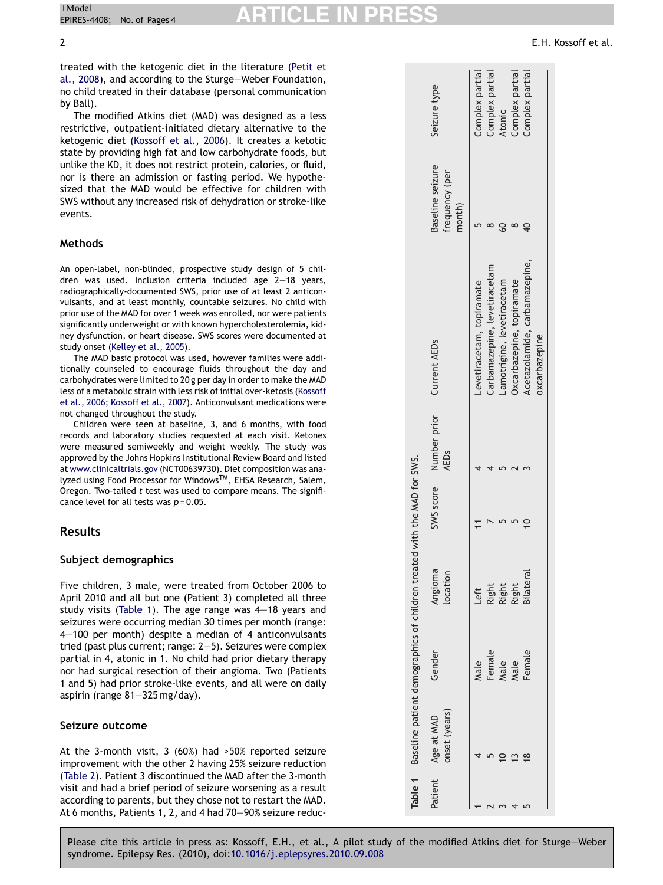treated with the ketogenic diet in the literature (Petit et al., 2008), and according to the Sturge–Weber Foundation, no child treated in their database (personal communication by Ball).

The modified Atkins diet (MAD) was designed as a less restrictive, outpatient-initiated dietary alternative to the ketogenic diet (Kossoff et al., 2006). It creates a ketotic state by providing high fat and low carbohydrate foods, but unlike the KD, it does not restrict protein, calories, or fluid, nor is there an admission or fasting period. We hypothesized that the MAD would be effective for children with SWS without any increased risk of dehydration or stroke-like events.

## Methods

An open-label, non-blinded, prospective study design of 5 children was used. Inclusion criteria included age 2–18 years, radiographically-documented SWS, prior use of at least 2 anticonvulsants, and at least monthly, countable seizures. No child with prior use of the MAD for over 1 week was enrolled, nor were patients significantly underweight or with known hypercholesterolemia, kidney dysfunction, or heart disease. SWS scores were documented at study onset (Kelley et al., 2005).

The MAD basic protocol was used, however families were additionally counseled to encourage fluids throughout the day and carbohydrates were limited to 20 g per day in order to make the MAD less of a metabolic strain with less risk of initial over-ketosis (Kossoff et al., 2006; Kossoff et al., 2007). Anticonvulsant medications were not changed throughout the study.

Children were seen at baseline, 3, and 6 months, with food records and laboratory studies requested at each visit. Ketones were measured semiweekly and weight weekly. The study was approved by the Johns Hopkins Institutional Review Board and listed at www.clinicaltrials.gov (NCT00639730). Diet composition was analyzed using Food Processor for Windows™, EHSA Research, Salem, Oregon. Two-tailed $t$ test was used to compare means. The significance level for all tests was $p = 0.05$.

## Results

### Subject demographics

Five children, 3 male, were treated from October 2006 to April 2010 and all but one (Patient 3) completed all three study visits (Table 1). The age range was 4–18 years and seizures were occurring median 30 times per month (range: 4–100 per month) despite a median of 4 anticonvulsants tried (past plus current; range: 2–5). Seizures were complex partial in 4, atonic in 1. No child had prior dietary therapy nor had surgical resection of their angioma. Two (Patients 1 and 5) had prior stroke-like events, and all were on daily aspirin (range 81–325 mg/day).

### Seizure outcome

At the 3-month visit, 3 (60%) had >50% reported seizure improvement with the other 2 having 25% seizure reduction (Table 2). Patient 3 discontinued the MAD after the 3-month visit and had a brief period of seizure worsening as a result according to parents, but they chose not to restart the MAD. At 6 months, Patients 1, 2, and 4 had 70–90% seizure reduc-

**Table 1** Baseline patient demographics of children treated with the MAD for SWS.

| Patient | Age at MAD onset (years) | Gender | Angioma location | SWS score | Number prior AEDs | Current AEDs | Baseline seizure frequency (per month) | Seizure type |
|---|---|---|---|---|---|---|---|---|
| 1 | 4 | Male | Left | 11 | 4 | Levetiracetam, topiramate | 5 | Complex partial |
| 2 | 5 | Female | Right | 7 | 4 | Carbamazepine, levetiracetam | 8 | Complex partial |
| 3 | 10 | Male | Right | 5 | 5 | Lamotrigine, levetiracetam | 60 | Atonic |
| 4 | 13 | Male | Right | 5 | 2 | Oxcarbazepine, topiramate | 8 | Complex partial |
| 5 | 18 | Female | Bilateral | 10 | 3 | Acetazolamide, carbamazepine, oxcarbazepine | 40 | Complex partial |

Please cite this article in press as: Kossoff, E.H., et al., A pilot study of the modified Atkins diet for Sturge–Weber syndrome. Epilepsy Res. (2010), doi:10.1016/j.eplepsyres.2010.09.008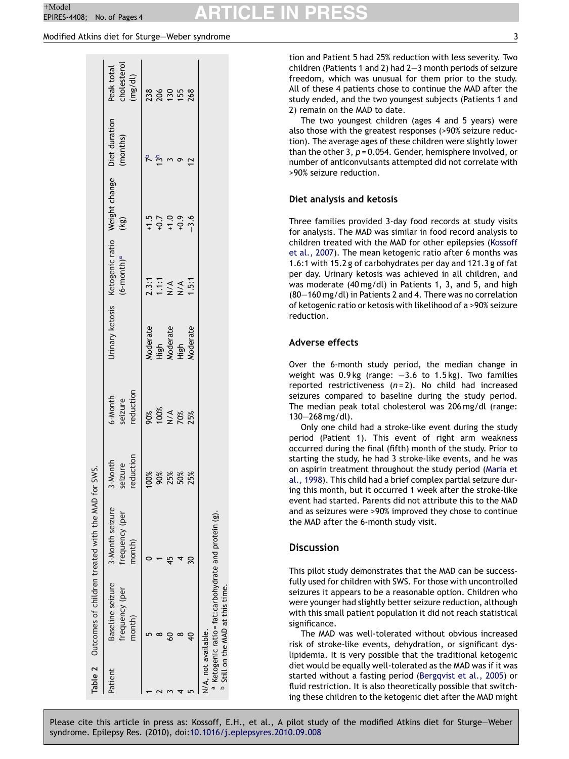**Table 2** Outcomes of children treated with the MAD for SWS.

| Patient | Baseline seizure frequency (per month) | 3-Month seizure frequency (per month) | 3-Month seizure reduction | 6-Month seizure reduction | Urinary ketosis | Ketogenic ratio (6-month)[a] | Weight change (kg) | Diet duration (months) | Peak total cholesterol (mg/dl) |
|---|---|---|---|---|---|---|---|---|---|
| 1 | 5 | 0 | 100% | 90% | Moderate | 2.3:1 | +1.5 | 7[b] | 238 |
| 2 | 8 | 1 | 90% | 100% | High | 1.1:1 | +0.7 | 13[b] | 206 |
| 3 | 60 | 45 | 25% | N/A | Moderate | N/A | +1.0 | 3 | 130 |
| 4 | 8 | 4 | 50% | 70% | High | N/A | +0.9 | 9 | 155 |
| 5 | 40 | 30 | 25% | 25% | Moderate | 1.5:1 | −3.6 | 12 | 268 |

N/A, not available.
[a] Ketogenic ratio = fat:carbohydrate and protein (g).
[b] Still on the MAD at this time.

tion and Patient 5 had 25% reduction with less severity. Two children (Patients 1 and 2) had 2–3 month periods of seizure freedom, which was unusual for them prior to the study. All of these 4 patients chose to continue the MAD after the study ended, and the two youngest subjects (Patients 1 and 2) remain on the MAD to date.

The two youngest children (ages 4 and 5 years) were also those with the greatest responses (>90% seizure reduction). The average ages of these children were slightly lower than the other 3, $p = 0.054$. Gender, hemisphere involved, or number of anticonvulsants attempted did not correlate with >90% seizure reduction.

## Diet analysis and ketosis

Three families provided 3-day food records at study visits for analysis. The MAD was similar in food record analysis to children treated with the MAD for other epilepsies (Kossoff et al., 2007). The mean ketogenic ratio after 6 months was 1.6:1 with 15.2 g of carbohydrates per day and 121.3 g of fat per day. Urinary ketosis was achieved in all children, and was moderate (40 mg/dl) in Patients 1, 3, and 5, and high (80–160 mg/dl) in Patients 2 and 4. There was no correlation of ketogenic ratio or ketosis with likelihood of a >90% seizure reduction.

## Adverse effects

Over the 6-month study period, the median change in weight was 0.9 kg (range: −3.6 to 1.5 kg). Two families reported restrictiveness ($n = 2$). No child had increased seizures compared to baseline during the study period. The median peak total cholesterol was 206 mg/dl (range: 130–268 mg/dl).

Only one child had a stroke-like event during the study period (Patient 1). This event of right arm weakness occurred during the final (fifth) month of the study. Prior to starting the study, he had 3 stroke-like events, and he was on aspirin treatment throughout the study period (Maria et al., 1998). This child had a brief complex partial seizure during this month, but it occurred 1 week after the stroke-like event had started. Parents did not attribute this to the MAD and as seizures were >90% improved they chose to continue the MAD after the 6-month study visit.

## Discussion

This pilot study demonstrates that the MAD can be successfully used for children with SWS. For those with uncontrolled seizures it appears to be a reasonable option. Children who were younger had slightly better seizure reduction, although with this small patient population it did not reach statistical significance.

The MAD was well-tolerated without obvious increased risk of stroke-like events, dehydration, or significant dyslipidemia. It is very possible that the traditional ketogenic diet would be equally well-tolerated as the MAD was if it was started without a fasting period (Bergqvist et al., 2005) or fluid restriction. It is also theoretically possible that switching these children to the ketogenic diet after the MAD might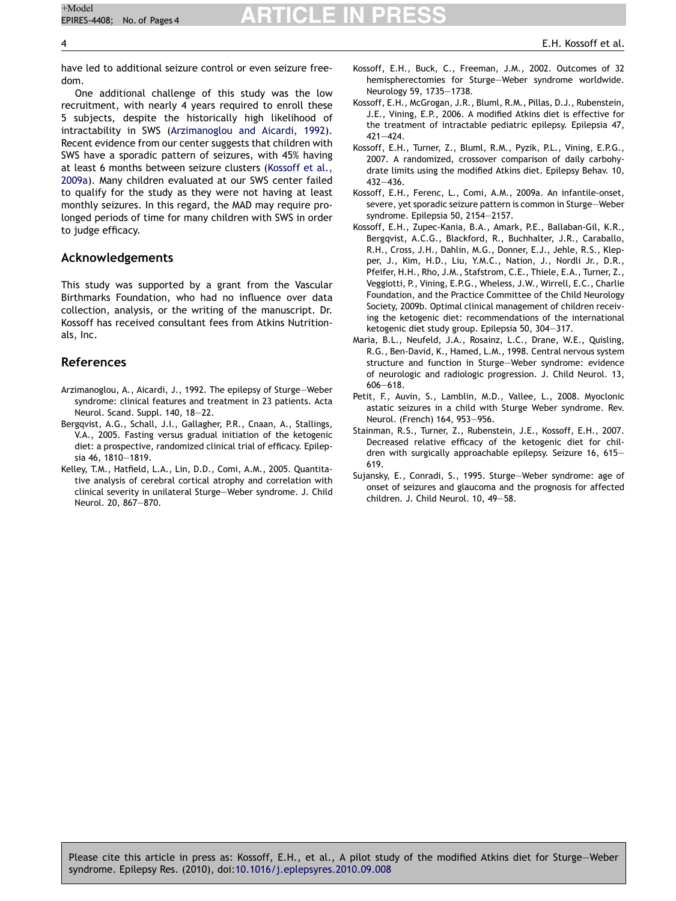have led to additional seizure control or even seizure freedom.

One additional challenge of this study was the low recruitment, with nearly 4 years required to enroll these 5 subjects, despite the historically high likelihood of intractability in SWS (Arzimanoglou and Aicardi, 1992). Recent evidence from our center suggests that children with SWS have a sporadic pattern of seizures, with 45% having at least 6 months between seizure clusters (Kossoff et al., 2009a). Many children evaluated at our SWS center failed to qualify for the study as they were not having at least monthly seizures. In this regard, the MAD may require prolonged periods of time for many children with SWS in order to judge efficacy.

## Acknowledgements

This study was supported by a grant from the Vascular Birthmarks Foundation, who had no influence over data collection, analysis, or the writing of the manuscript. Dr. Kossoff has received consultant fees from Atkins Nutritionals, Inc.

## References

Arzimanoglou, A., Aicardi, J., 1992. The epilepsy of Sturge—Weber syndrome: clinical features and treatment in 23 patients. Acta Neurol. Scand. Suppl. 140, 18—22.

Bergqvist, A.G., Schall, J.I., Gallagher, P.R., Cnaan, A., Stallings, V.A., 2005. Fasting versus gradual initiation of the ketogenic diet: a prospective, randomized clinical trial of efficacy. Epilepsia 46, 1810—1819.

Kelley, T.M., Hatfield, L.A., Lin, D.D., Comi, A.M., 2005. Quantitative analysis of cerebral cortical atrophy and correlation with clinical severity in unilateral Sturge—Weber syndrome. J. Child Neurol. 20, 867—870.

Kossoff, E.H., Buck, C., Freeman, J.M., 2002. Outcomes of 32 hemispherectomies for Sturge—Weber syndrome worldwide. Neurology 59, 1735—1738.

Kossoff, E.H., McGrogan, J.R., Bluml, R.M., Pillas, D.J., Rubenstein, J.E., Vining, E.P., 2006. A modified Atkins diet is effective for the treatment of intractable pediatric epilepsy. Epilepsia 47, 421—424.

Kossoff, E.H., Turner, Z., Bluml, R.M., Pyzik, P.L., Vining, E.P.G., 2007. A randomized, crossover comparison of daily carbohydrate limits using the modified Atkins diet. Epilepsy Behav. 10, 432—436.

Kossoff, E.H., Ferenc, L., Comi, A.M., 2009a. An infantile-onset, severe, yet sporadic seizure pattern is common in Sturge—Weber syndrome. Epilepsia 50, 2154—2157.

Kossoff, E.H., Zupec-Kania, B.A., Amark, P.E., Ballaban-Gil, K.R., Bergqvist, A.C.G., Blackford, R., Buchhalter, J.R., Caraballo, R.H., Cross, J.H., Dahlin, M.G., Donner, E.J., Jehle, R.S., Klepper, J., Kim, H.D., Liu, Y.M.C., Nation, J., Nordli Jr., D.R., Pfeifer, H.H., Rho, J.M., Stafstrom, C.E., Thiele, E.A., Turner, Z., Veggiotti, P., Vining, E.P.G., Wheless, J.W., Wirrell, E.C., Charlie Foundation, and the Practice Committee of the Child Neurology Society, 2009b. Optimal clinical management of children receiving the ketogenic diet: recommendations of the international ketogenic diet study group. Epilepsia 50, 304—317.

Maria, B.L., Neufeld, J.A., Rosainz, L.C., Drane, W.E., Quisling, R.G., Ben-David, K., Hamed, L.M., 1998. Central nervous system structure and function in Sturge—Weber syndrome: evidence of neurologic and radiologic progression. J. Child Neurol. 13, 606—618.

Petit, F., Auvin, S., Lamblin, M.D., Vallee, L., 2008. Myoclonic astatic seizures in a child with Sturge Weber syndrome. Rev. Neurol. (French) 164, 953—956.

Stainman, R.S., Turner, Z., Rubenstein, J.E., Kossoff, E.H., 2007. Decreased relative efficacy of the ketogenic diet for children with surgically approachable epilepsy. Seizure 16, 615—619.

Sujansky, E., Conradi, S., 1995. Sturge—Weber syndrome: age of onset of seizures and glaucoma and the prognosis for affected children. J. Child Neurol. 10, 49—58.